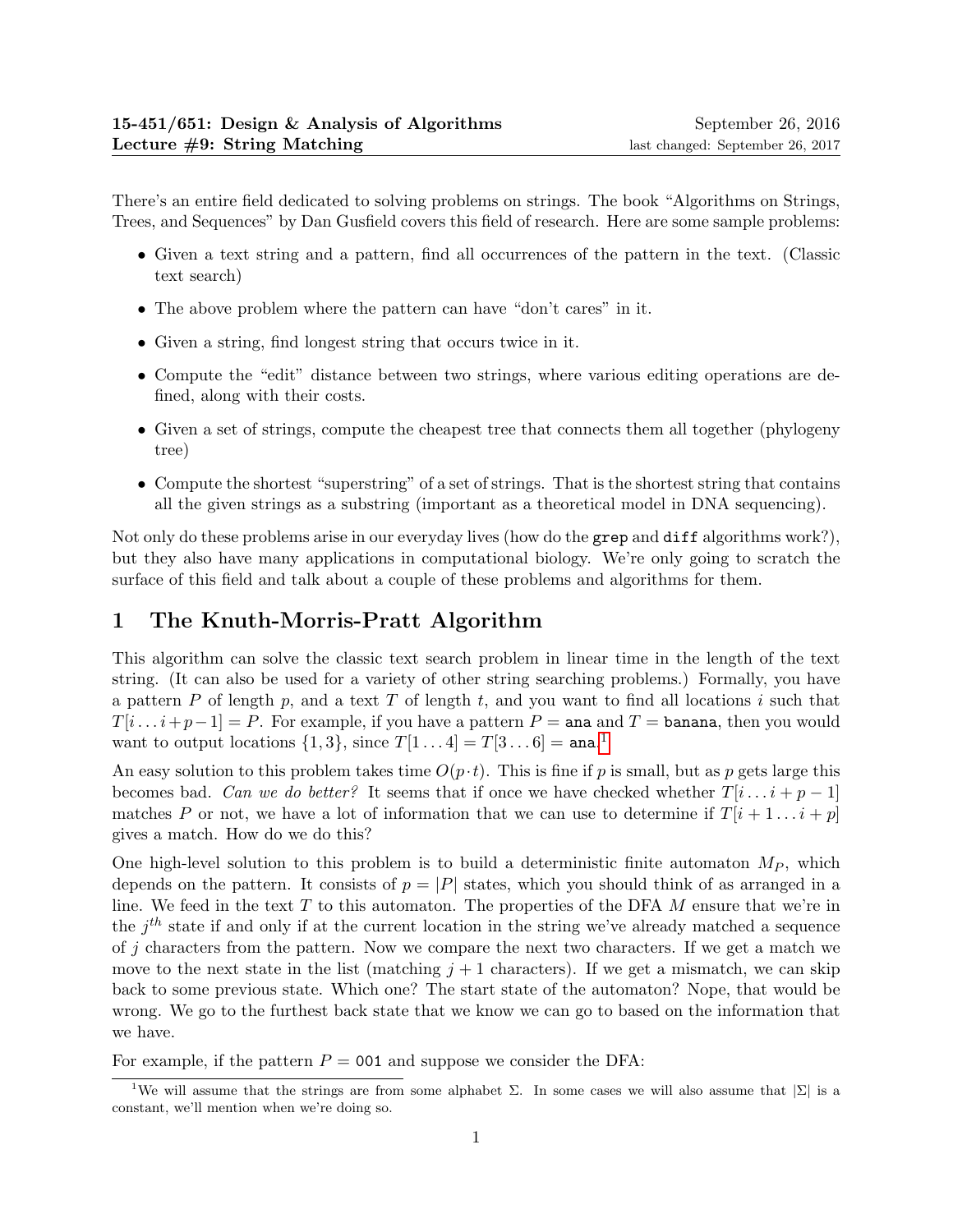**15-451/651: Design & Analysis of Algorithms** September 26, 2016
**Lecture #9: String Matching** last changed: September 26, 2017

There's an entire field dedicated to solving problems on strings. The book "Algorithms on Strings, Trees, and Sequences" by Dan Gusfield covers this field of research. Here are some sample problems:

- Given a text string and a pattern, find all occurrences of the pattern in the text. (Classic text search)
- The above problem where the pattern can have "don't cares" in it.
- Given a string, find longest string that occurs twice in it.
- Compute the "edit" distance between two strings, where various editing operations are defined, along with their costs.
- Given a set of strings, compute the cheapest tree that connects them all together (phylogeny tree)
- Compute the shortest "superstring" of a set of strings. That is the shortest string that contains all the given strings as a substring (important as a theoretical model in DNA sequencing).

Not only do these problems arise in our everyday lives (how do the `grep` and `diff` algorithms work?), but they also have many applications in computational biology. We're only going to scratch the surface of this field and talk about a couple of these problems and algorithms for them.

# 1 The Knuth-Morris-Pratt Algorithm

This algorithm can solve the classic text search problem in linear time in the length of the text string. (It can also be used for a variety of other string searching problems.) Formally, you have a pattern $P$ of length $p$, and a text $T$ of length $t$, and you want to find all locations $i$ such that $T[i \dots i+p-1] = P$. For example, if you have a pattern $P =$ `ana` and $T =$ `banana`, then you would want to output locations $\{1, 3\}$, since $T[1 \dots 4] = T[3 \dots 6] =$ `ana`.[1]

An easy solution to this problem takes time $O(p \cdot t)$. This is fine if $p$ is small, but as $p$ gets large this becomes bad. *Can we do better?* It seems that if once we have checked whether $T[i \dots i+p-1]$ matches $P$ or not, we have a lot of information that we can use to determine if $T[i+1 \dots i+p]$ gives a match. How do we do this?

One high-level solution to this problem is to build a deterministic finite automaton $M_P$, which depends on the pattern. It consists of $p = |P|$ states, which you should think of as arranged in a line. We feed in the text $T$ to this automaton. The properties of the DFA $M$ ensure that we're in the $j^{th}$ state if and only if at the current location in the string we've already matched a sequence of $j$ characters from the pattern. Now we compare the next two characters. If we get a match we move to the next state in the list (matching $j+1$ characters). If we get a mismatch, we can skip back to some previous state. Which one? The start state of the automaton? Nope, that would be wrong. We go to the furthest back state that we know we can go to based on the information that we have.

For example, if the pattern $P =$ `001` and suppose we consider the DFA:

[1] We will assume that the strings are from some alphabet $\Sigma$. In some cases we will also assume that $|\Sigma|$ is a constant, we'll mention when we're doing so.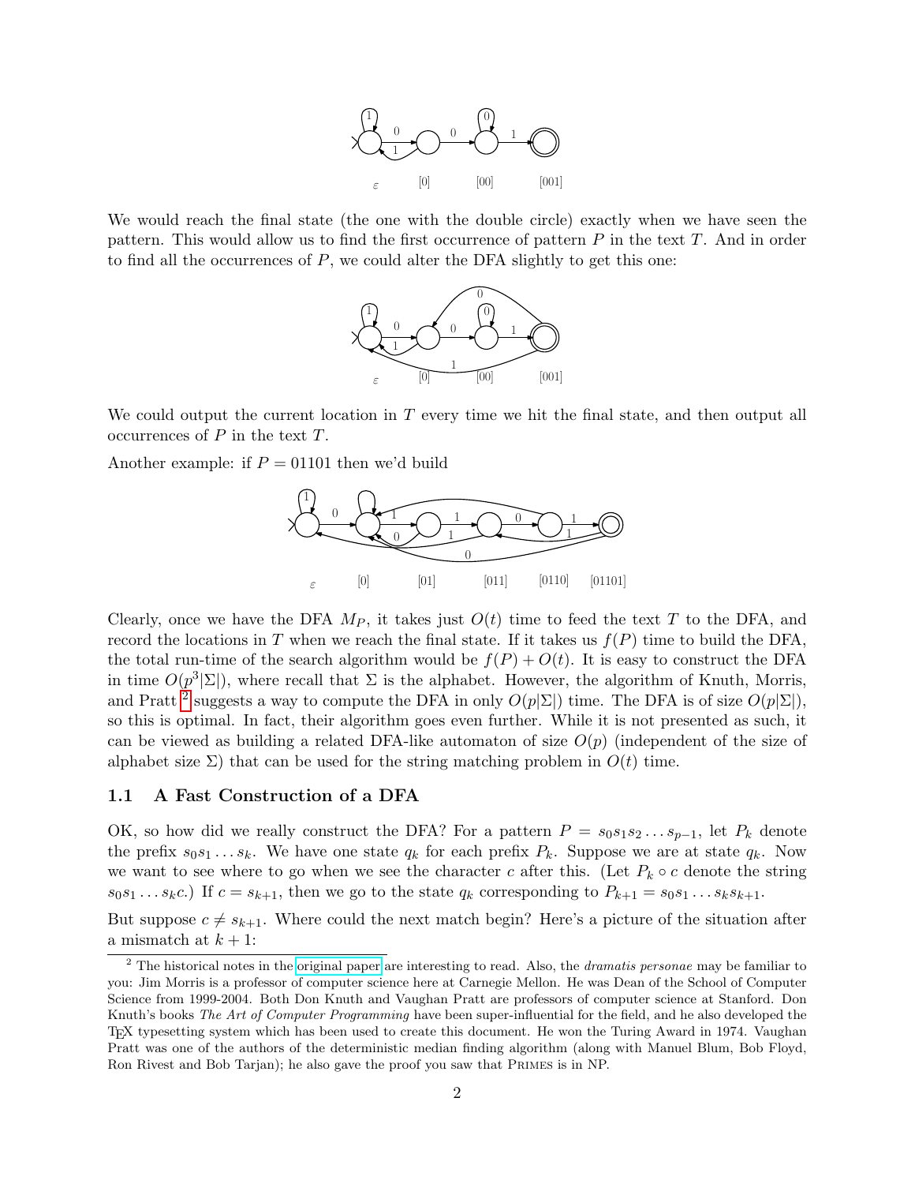We would reach the final state (the one with the double circle) exactly when we have seen the pattern. This would allow us to find the first occurrence of pattern $P$ in the text $T$. And in order to find all the occurrences of $P$, we could alter the DFA slightly to get this one:

We could output the current location in $T$ every time we hit the final state, and then output all occurrences of $P$ in the text $T$.

Another example: if $P = 01101$ then we'd build

Clearly, once we have the DFA $M_P$, it takes just $O(t)$ time to feed the text $T$ to the DFA, and record the locations in $T$ when we reach the final state. If it takes us $f(P)$ time to build the DFA, the total run-time of the search algorithm would be $f(P) + O(t)$. It is easy to construct the DFA in time $O(p^3|\Sigma|)$, where recall that $\Sigma$ is the alphabet. However, the algorithm of Knuth, Morris, and Pratt [2] suggests a way to compute the DFA in only $O(p|\Sigma|)$ time. The DFA is of size $O(p|\Sigma|)$, so this is optimal. In fact, their algorithm goes even further. While it is not presented as such, it can be viewed as building a related DFA-like automaton of size $O(p)$ (independent of the size of alphabet size $\Sigma$) that can be used for the string matching problem in $O(t)$ time.

### 1.1 A Fast Construction of a DFA

OK, so how did we really construct the DFA? For a pattern $P = s_0 s_1 s_2 \ldots s_{p-1}$, let $P_k$ denote the prefix $s_0 s_1 \ldots s_k$. We have one state $q_k$ for each prefix $P_k$. Suppose we are at state $q_k$. Now we want to see where to go when we see the character $c$ after this. (Let $P_k \circ c$ denote the string $s_0 s_1 \ldots s_k c$.) If $c = s_{k+1}$, then we go to the state $q_k$ corresponding to $P_{k+1} = s_0 s_1 \ldots s_k s_{k+1}$.

But suppose $c \neq s_{k+1}$. Where could the next match begin? Here's a picture of the situation after a mismatch at $k+1$:

[2] The historical notes in the original paper are interesting to read. Also, the *dramatis personae* may be familiar to you: Jim Morris is a professor of computer science here at Carnegie Mellon. He was Dean of the School of Computer Science from 1999-2004. Both Don Knuth and Vaughan Pratt are professors of computer science at Stanford. Don Knuth's books *The Art of Computer Programming* have been super-influential for the field, and he also developed the TeX typesetting system which has been used to create this document. He won the Turing Award in 1974. Vaughan Pratt was one of the authors of the deterministic median finding algorithm (along with Manuel Blum, Bob Floyd, Ron Rivest and Bob Tarjan); he also gave the proof you saw that PRIMES is in NP.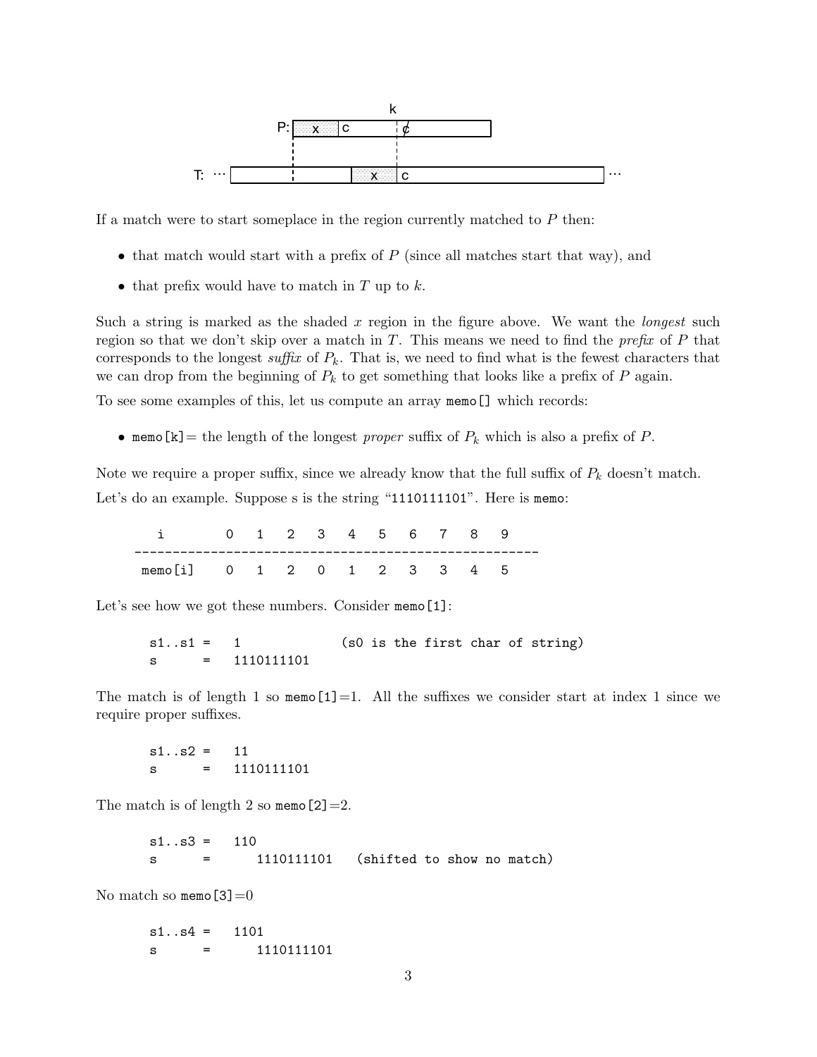If a match were to start someplace in the region currently matched to $P$ then:

- that match would start with a prefix of $P$ (since all matches start that way), and
- that prefix would have to match in $T$ up to $k$.

Such a string is marked as the shaded $x$ region in the figure above. We want the *longest* such region so that we don't skip over a match in $T$. This means we need to find the *prefix* of $P$ that corresponds to the longest *suffix* of $P_k$. That is, we need to find what is the fewest characters that we can drop from the beginning of $P_k$ to get something that looks like a prefix of $P$ again.

To see some examples of this, let us compute an array `memo[]` which records:

- `memo[k]`= the length of the longest *proper* suffix of $P_k$ which is also a prefix of $P$.

Note we require a proper suffix, since we already know that the full suffix of $P_k$ doesn't match.

Let's do an example. Suppose s is the string "1110111101". Here is `memo`:

| i | 0 | 1 | 2 | 3 | 4 | 5 | 6 | 7 | 8 | 9 |
|---|---|---|---|---|---|---|---|---|---|---|
| memo[i] | 0 | 1 | 2 | 0 | 1 | 2 | 3 | 3 | 4 | 5 |

Let's see how we got these numbers. Consider `memo[1]`:

```
s1..s1 =   1             (s0 is the first char of string)
s      =   1110111101
```

The match is of length 1 so `memo[1]`=1. All the suffixes we consider start at index 1 since we require proper suffixes.

```
s1..s2 =   11
s      =   1110111101
```

The match is of length 2 so `memo[2]`=2.

```
s1..s3 =   110
s      =      1110111101   (shifted to show no match)
```

No match so `memo[3]`=0

```
s1..s4 =   1101
s      =      1110111101
```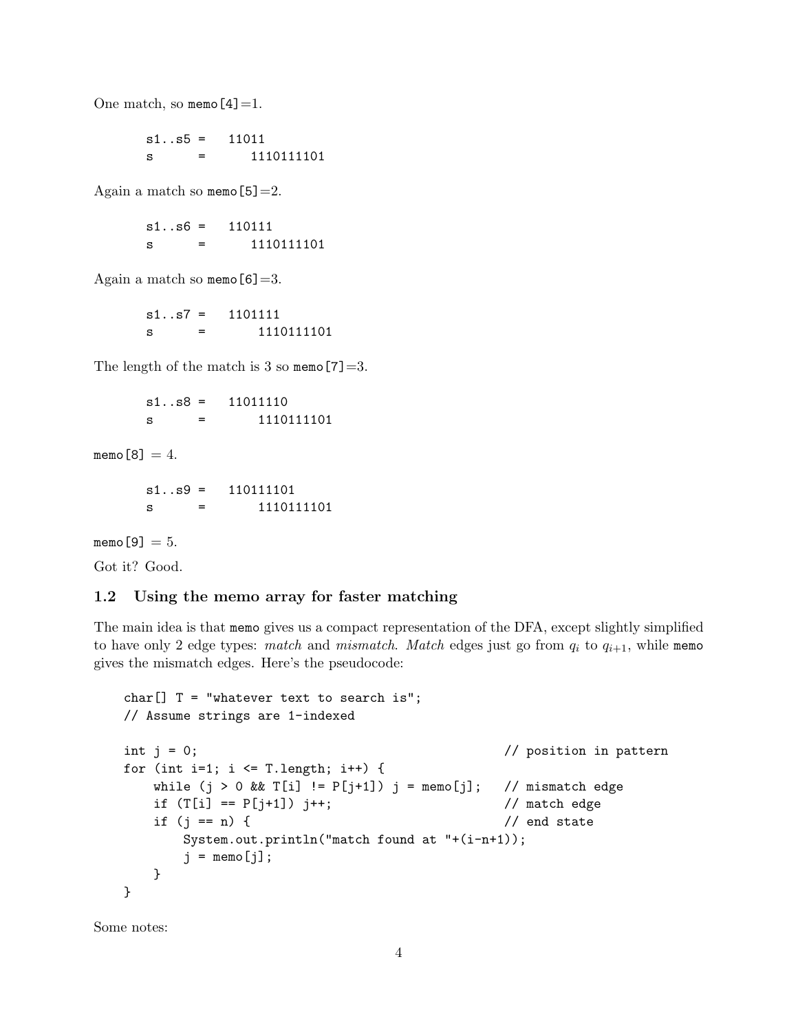One match, so `memo[4]`=1.

```
s1..s5 =   11011
s      =      1110111101
```

Again a match so `memo[5]`=2.

```
s1..s6 =   110111
s      =      1110111101
```

Again a match so `memo[6]`=3.

```
s1..s7 =   1101111
s      =       1110111101
```

The length of the match is 3 so `memo[7]`=3.

```
s1..s8 =   11011110
s      =       1110111101
```

`memo[8]` = 4.

```
s1..s9 =   110111101
s      =       1110111101
```

`memo[9]` = 5.

Got it? Good.

### 1.2 Using the memo array for faster matching

The main idea is that `memo` gives us a compact representation of the DFA, except slightly simplified to have only 2 edge types: *match* and *mismatch*. *Match* edges just go from $q_i$ to $q_{i+1}$, while `memo` gives the mismatch edges. Here's the pseudocode:

```
char[] T = "whatever text to search is";
// Assume strings are 1-indexed

int j = 0;                                          // position in pattern
for (int i=1; i <= T.length; i++) {
    while (j > 0 && T[i] != P[j+1]) j = memo[j];   // mismatch edge
    if (T[i] == P[j+1]) j++;                        // match edge
    if (j == n) {                                   // end state
        System.out.println("match found at "+(i-n+1));
        j = memo[j];
    }
}
```

Some notes: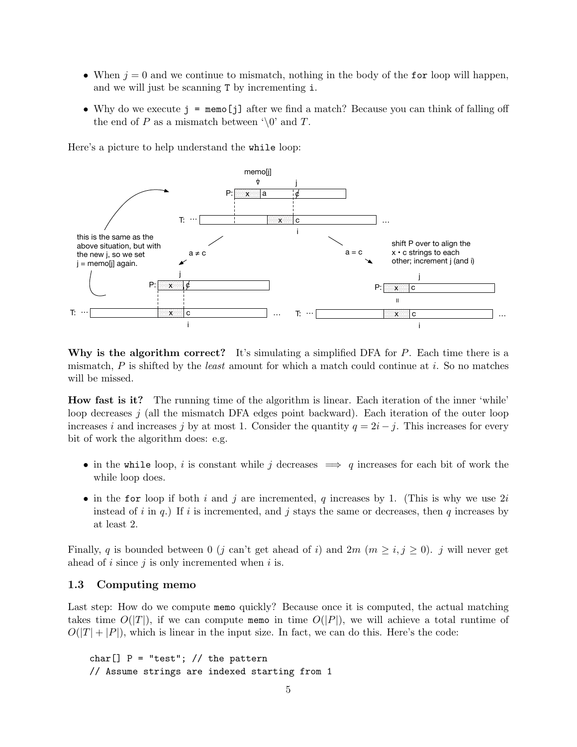- When $j = 0$ and we continue to mismatch, nothing in the body of the `for` loop will happen, and we will just be scanning `T` by incrementing `i`.
- Why do we execute `j = memo[j]` after we find a match? Because you can think of falling off the end of $P$ as a mismatch between '\0' and $T$.

Here's a picture to help understand the `while` loop:

**Why is the algorithm correct?** It's simulating a simplified DFA for $P$. Each time there is a mismatch, $P$ is shifted by the *least* amount for which a match could continue at $i$. So no matches will be missed.

**How fast is it?** The running time of the algorithm is linear. Each iteration of the inner 'while' loop decreases $j$ (all the mismatch DFA edges point backward). Each iteration of the outer loop increases $i$ and increases $j$ by at most 1. Consider the quantity $q = 2i - j$. This increases for every bit of work the algorithm does: e.g.

- in the `while` loop, $i$ is constant while $j$ decreases $\implies$ $q$ increases for each bit of work the while loop does.
- in the `for` loop if both $i$ and $j$ are incremented, $q$ increases by 1. (This is why we use $2i$ instead of $i$ in $q$.) If $i$ is incremented, and $j$ stays the same or decreases, then $q$ increases by at least 2.

Finally, $q$ is bounded between 0 ($j$ can't get ahead of $i$) and $2m$ ($m \geq i, j \geq 0$). $j$ will never get ahead of $i$ since $j$ is only incremented when $i$ is.

### 1.3 Computing memo

Last step: How do we compute `memo` quickly? Because once it is computed, the actual matching takes time $O(|T|)$, if we can compute `memo` in time $O(|P|)$, we will achieve a total runtime of $O(|T| + |P|)$, which is linear in the input size. In fact, we can do this. Here's the code:

```
char[] P = "test"; // the pattern
// Assume strings are indexed starting from 1
```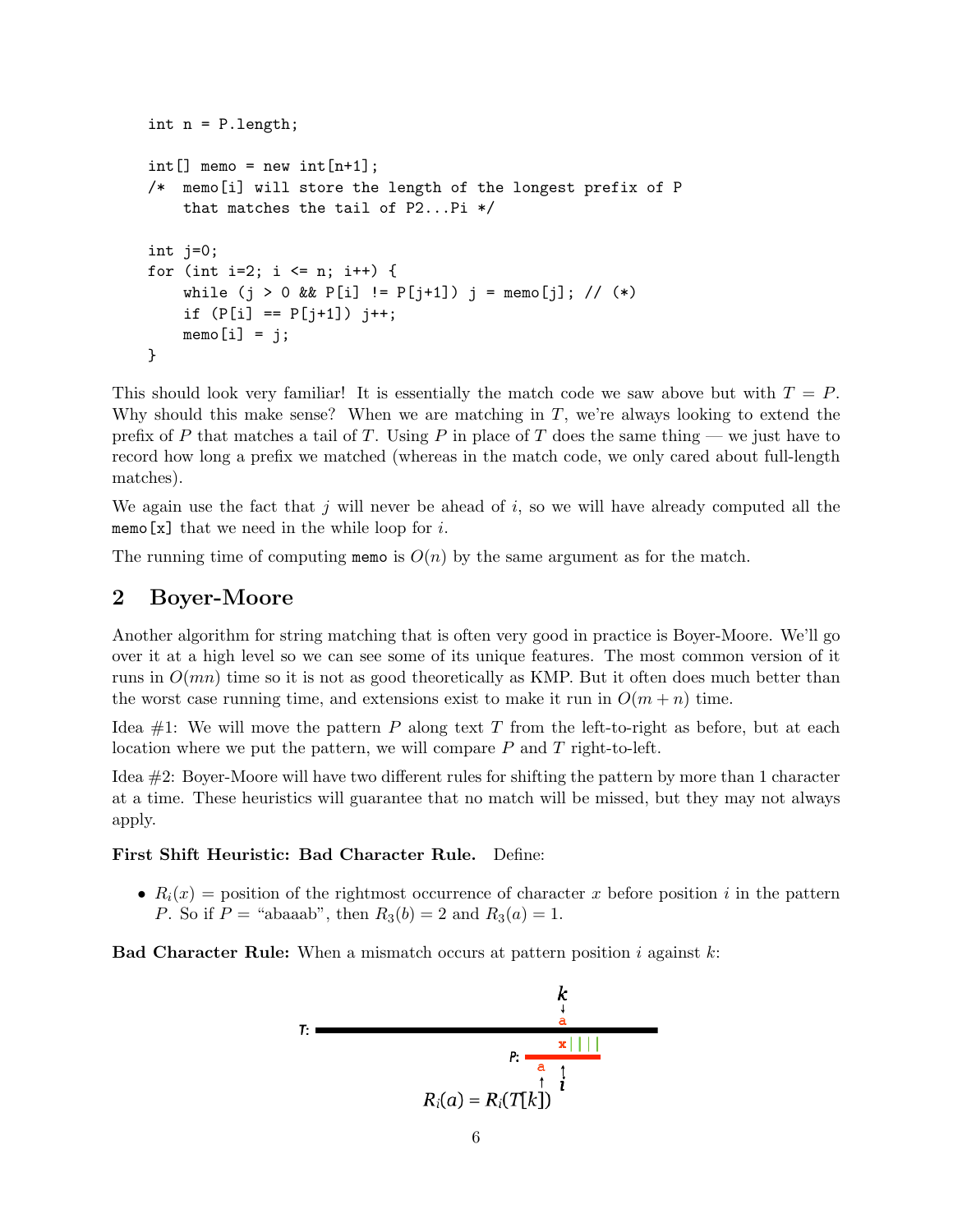```
int n = P.length;

int[] memo = new int[n+1];
/*  memo[i] will store the length of the longest prefix of P
    that matches the tail of P2...Pi */

int j=0;
for (int i=2; i <= n; i++) {
    while (j > 0 && P[i] != P[j+1]) j = memo[j]; // (*)
    if (P[i] == P[j+1]) j++;
    memo[i] = j;
}
```

This should look very familiar! It is essentially the match code we saw above but with $T = P$. Why should this make sense? When we are matching in $T$, we're always looking to extend the prefix of $P$ that matches a tail of $T$. Using $P$ in place of $T$ does the same thing — we just have to record how long a prefix we matched (whereas in the match code, we only cared about full-length matches).

We again use the fact that $j$ will never be ahead of $i$, so we will have already computed all the `memo[x]` that we need in the while loop for $i$.

The running time of computing `memo` is $O(n)$ by the same argument as for the match.

## 2 Boyer-Moore

Another algorithm for string matching that is often very good in practice is Boyer-Moore. We'll go over it at a high level so we can see some of its unique features. The most common version of it runs in $O(mn)$ time so it is not as good theoretically as KMP. But it often does much better than the worst case running time, and extensions exist to make it run in $O(m + n)$ time.

Idea #1: We will move the pattern $P$ along text $T$ from the left-to-right as before, but at each location where we put the pattern, we will compare $P$ and $T$ right-to-left.

Idea #2: Boyer-Moore will have two different rules for shifting the pattern by more than 1 character at a time. These heuristics will guarantee that no match will be missed, but they may not always apply.

**First Shift Heuristic: Bad Character Rule.** Define:

- $R_i(x)$ = position of the rightmost occurrence of character $x$ before position $i$ in the pattern $P$. So if $P$ = "abaaab", then $R_3(b) = 2$ and $R_3(a) = 1$.

**Bad Character Rule:** When a mismatch occurs at pattern position $i$ against $k$:

$R_i(a) = R_i(T[k])$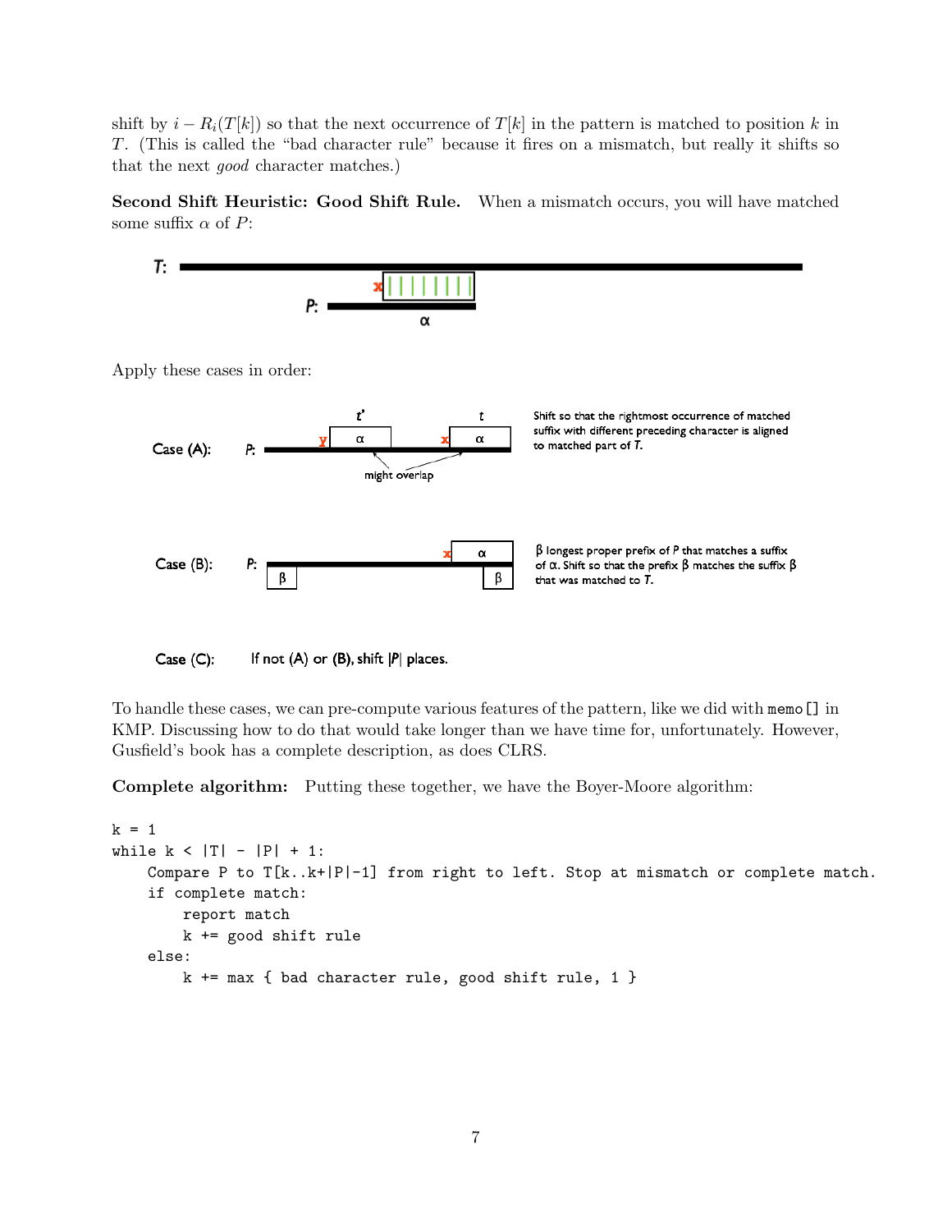shift by $i - R_i(T[k])$ so that the next occurrence of $T[k]$ in the pattern is matched to position $k$ in $T$. (This is called the "bad character rule" because it fires on a mismatch, but really it shifts so that the next *good* character matches.)

**Second Shift Heuristic: Good Shift Rule.** When a mismatch occurs, you will have matched some suffix $\alpha$ of $P$:

T:

P:

x

α

Apply these cases in order:

Case (A): P:

t'

t

y

α

x

α

might overlap

Shift so that the rightmost occurrence of matched suffix with different preceding character is aligned to matched part of T.

Case (B): P:

x

α

β

β

β longest proper prefix of P that matches a suffix of α. Shift so that the prefix β matches the suffix β that was matched to T.

Case (C): If not (A) or (B), shift |P| places.

To handle these cases, we can pre-compute various features of the pattern, like we did with `memo[]` in KMP. Discussing how to do that would take longer than we have time for, unfortunately. However, Gusfield's book has a complete description, as does CLRS.

**Complete algorithm:** Putting these together, we have the Boyer-Moore algorithm:

```
k = 1
while k < |T| - |P| + 1:
    Compare P to T[k..k+|P|-1] from right to left. Stop at mismatch or complete match.
    if complete match:
        report match
        k += good shift rule
    else:
        k += max { bad character rule, good shift rule, 1 }
```